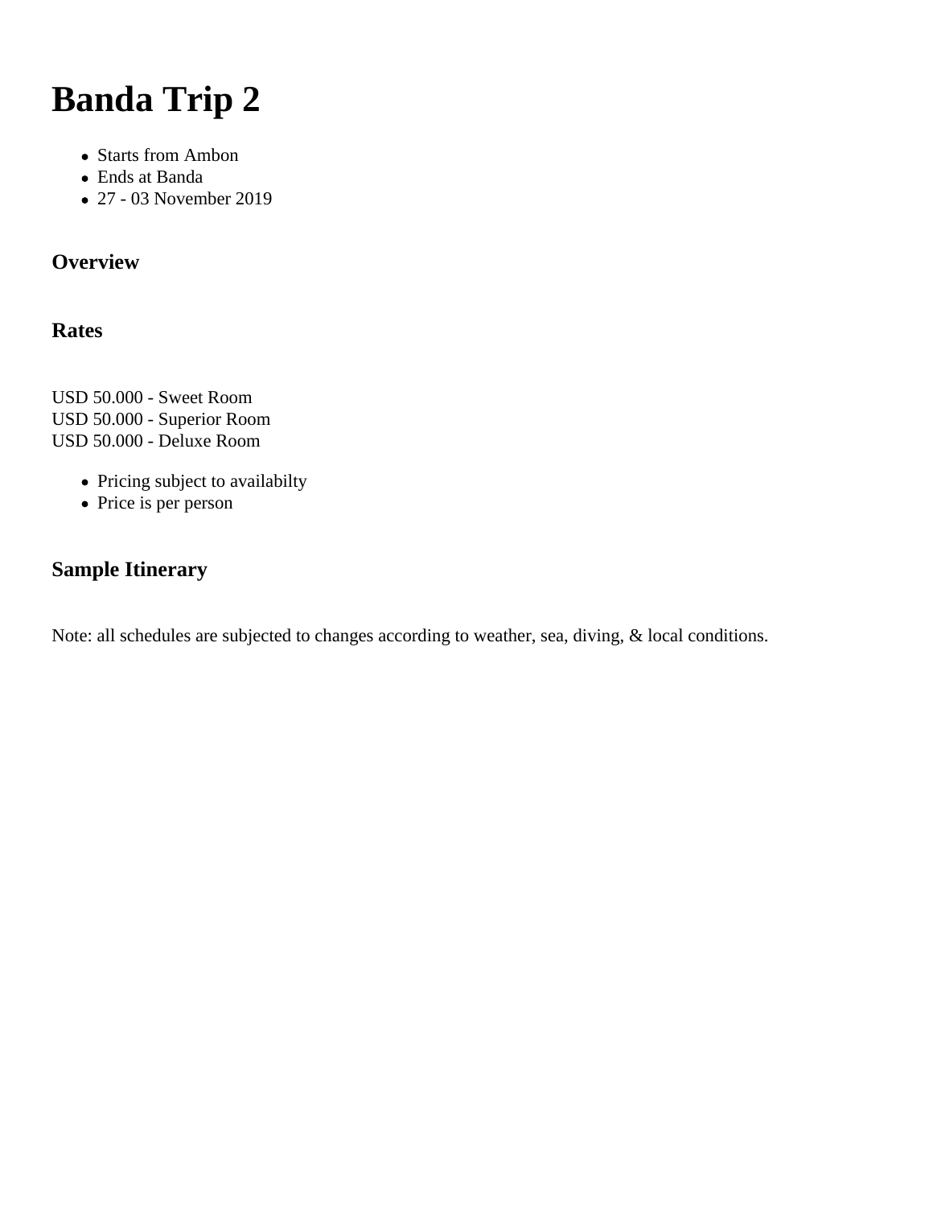# Banda Trip 2

- Starts from Ambon
- Ends at Banda
- 27 - 03 November 2019

### Overview

### Rates

USD 50.000 - Sweet Room
USD 50.000 - Superior Room
USD 50.000 - Deluxe Room

- Pricing subject to availabilty
- Price is per person

### Sample Itinerary

Note: all schedules are subjected to changes according to weather, sea, diving, & local conditions.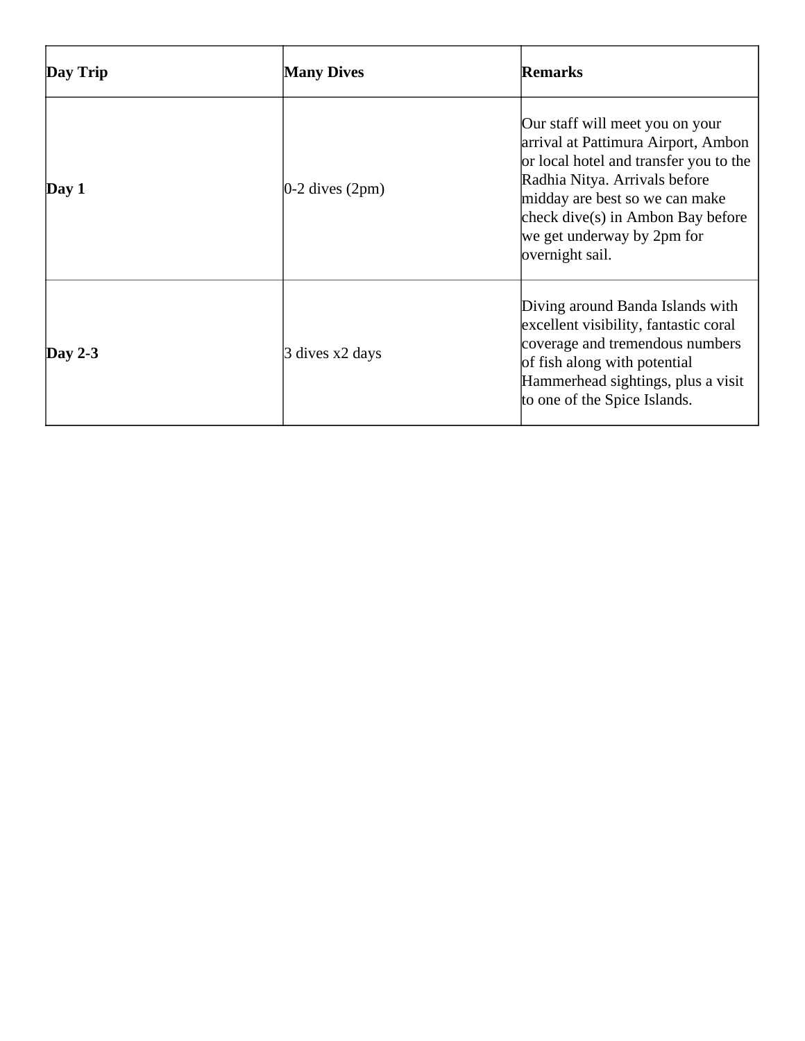| **Day Trip** | **Many Dives** | **Remarks** |
| --- | --- | --- |
| **Day 1** | 0-2 dives (2pm) | Our staff will meet you on your arrival at Pattimura Airport, Ambon or local hotel and transfer you to the Radhia Nitya. Arrivals before midday are best so we can make check dive(s) in Ambon Bay before we get underway by 2pm for overnight sail. |
| **Day 2-3** | 3 dives x2 days | Diving around Banda Islands with excellent visibility, fantastic coral coverage and tremendous numbers of fish along with potential Hammerhead sightings, plus a visit to one of the Spice Islands. |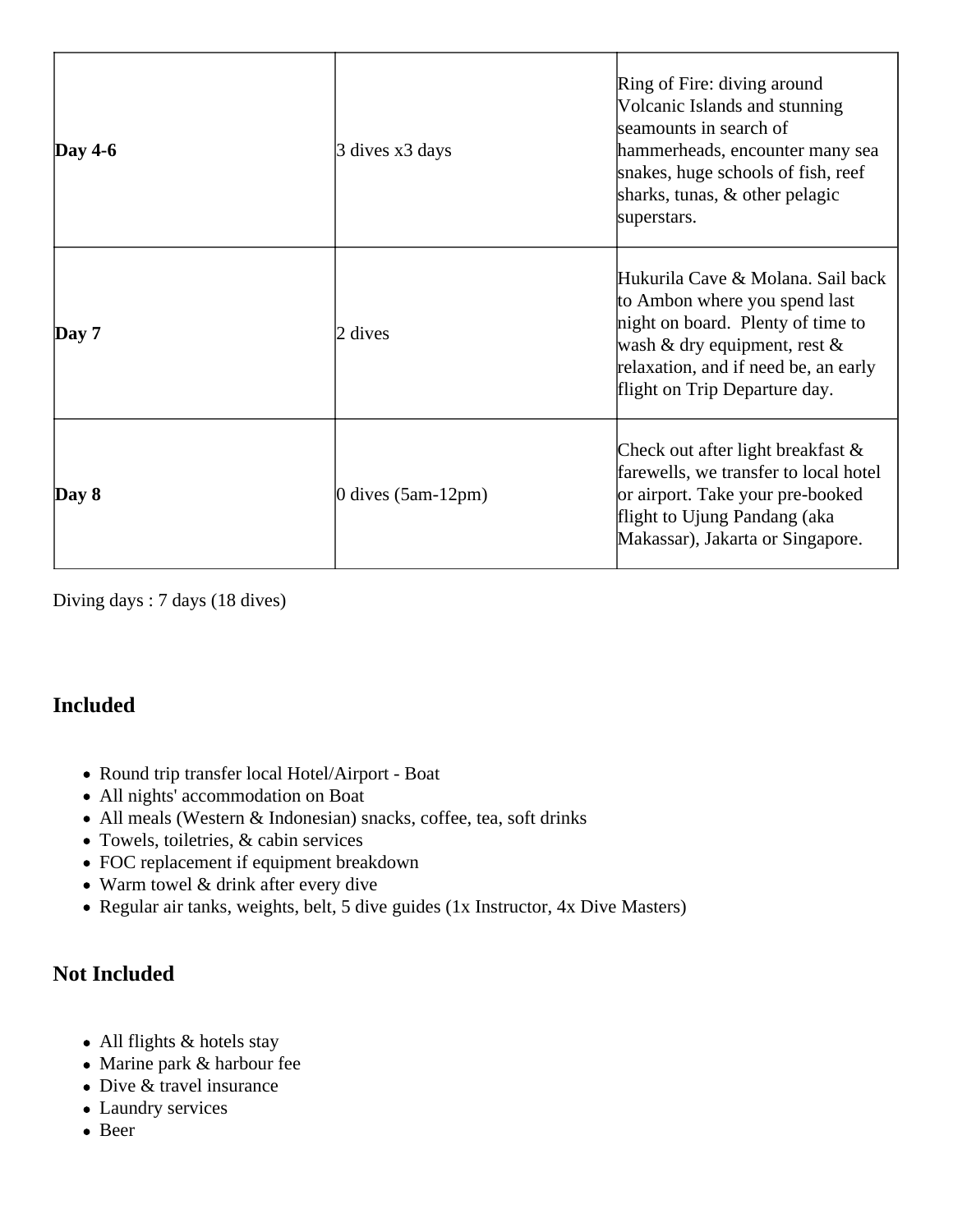| | | |
|---|---|---|
| **Day 4-6** | 3 dives x3 days | Ring of Fire: diving around Volcanic Islands and stunning seamounts in search of hammerheads, encounter many sea snakes, huge schools of fish, reef sharks, tunas, & other pelagic superstars. |
| **Day 7** | 2 dives | Hukurila Cave & Molana. Sail back to Ambon where you spend last night on board. Plenty of time to wash & dry equipment, rest & relaxation, and if need be, an early flight on Trip Departure day. |
| **Day 8** | 0 dives (5am-12pm) | Check out after light breakfast & farewells, we transfer to local hotel or airport. Take your pre-booked flight to Ujung Pandang (aka Makassar), Jakarta or Singapore. |

Diving days : 7 days (18 dives)

## Included

- Round trip transfer local Hotel/Airport - Boat
- All nights' accommodation on Boat
- All meals (Western & Indonesian) snacks, coffee, tea, soft drinks
- Towels, toiletries, & cabin services
- FOC replacement if equipment breakdown
- Warm towel & drink after every dive
- Regular air tanks, weights, belt, 5 dive guides (1x Instructor, 4x Dive Masters)

## Not Included

- All flights & hotels stay
- Marine park & harbour fee
- Dive & travel insurance
- Laundry services
- Beer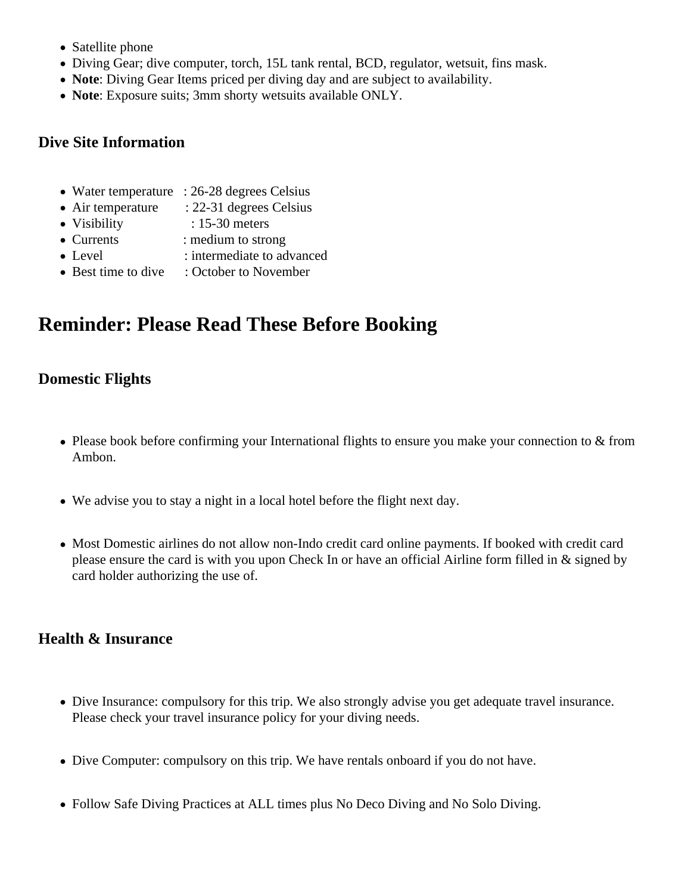- Satellite phone
- Diving Gear; dive computer, torch, 15L tank rental, BCD, regulator, wetsuit, fins mask.
- **Note**: Diving Gear Items priced per diving day and are subject to availability.
- **Note**: Exposure suits; 3mm shorty wetsuits available ONLY.

### Dive Site Information

- Water temperature : 26-28 degrees Celsius
- Air temperature : 22-31 degrees Celsius
- Visibility : 15-30 meters
- Currents : medium to strong
- Level : intermediate to advanced
- Best time to dive : October to November

## Reminder: Please Read These Before Booking

### Domestic Flights

- Please book before confirming your International flights to ensure you make your connection to & from Ambon.
- We advise you to stay a night in a local hotel before the flight next day.
- Most Domestic airlines do not allow non-Indo credit card online payments. If booked with credit card please ensure the card is with you upon Check In or have an official Airline form filled in & signed by card holder authorizing the use of.

### Health & Insurance

- Dive Insurance: compulsory for this trip. We also strongly advise you get adequate travel insurance. Please check your travel insurance policy for your diving needs.
- Dive Computer: compulsory on this trip. We have rentals onboard if you do not have.
- Follow Safe Diving Practices at ALL times plus No Deco Diving and No Solo Diving.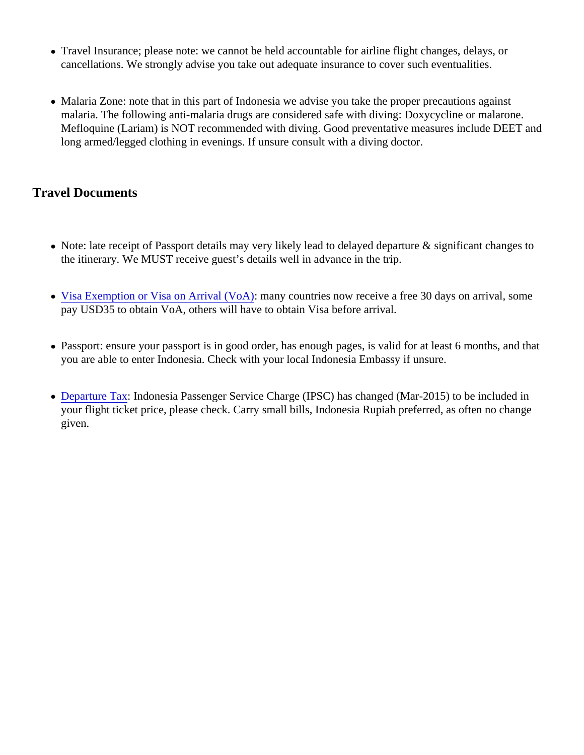- Travel Insurance; please note: we cannot be held accountable for airline flight changes, delays, or cancellations. We strongly advise you take out adequate insurance to cover such eventualities.

- Malaria Zone: note that in this part of Indonesia we advise you take the proper precautions against malaria. The following anti-malaria drugs are considered safe with diving: Doxycycline or malarone. Mefloquine (Lariam) is NOT recommended with diving. Good preventative measures include DEET and long armed/legged clothing in evenings. If unsure consult with a diving doctor.

## Travel Documents

- Note: late receipt of Passport details may very likely lead to delayed departure & significant changes to the itinerary. We MUST receive guest's details well in advance in the trip.

- Visa Exemption or Visa on Arrival (VoA): many countries now receive a free 30 days on arrival, some pay USD35 to obtain VoA, others will have to obtain Visa before arrival.

- Passport: ensure your passport is in good order, has enough pages, is valid for at least 6 months, and that you are able to enter Indonesia. Check with your local Indonesia Embassy if unsure.

- Departure Tax: Indonesia Passenger Service Charge (IPSC) has changed (Mar-2015) to be included in your flight ticket price, please check. Carry small bills, Indonesia Rupiah preferred, as often no change given.